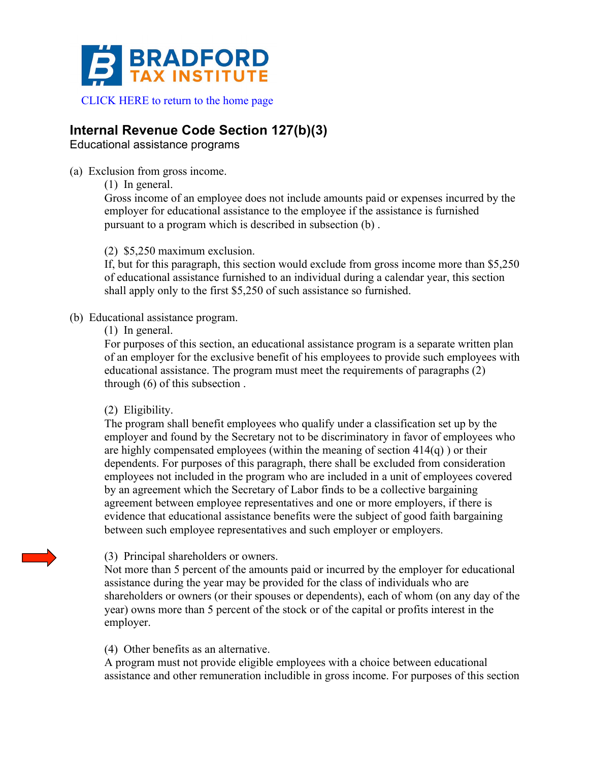**BRADFORD TAX INSTITUTE**

CLICK HERE to return to the home page

## Internal Revenue Code Section 127(b)(3)

Educational assistance programs

(a) Exclusion from gross income.

(1) In general.

Gross income of an employee does not include amounts paid or expenses incurred by the employer for educational assistance to the employee if the assistance is furnished pursuant to a program which is described in subsection (b) .

(2) $5,250 maximum exclusion.

If, but for this paragraph, this section would exclude from gross income more than $5,250 of educational assistance furnished to an individual during a calendar year, this section shall apply only to the first $5,250 of such assistance so furnished.

(b) Educational assistance program.

(1) In general.

For purposes of this section, an educational assistance program is a separate written plan of an employer for the exclusive benefit of his employees to provide such employees with educational assistance. The program must meet the requirements of paragraphs (2) through (6) of this subsection .

(2) Eligibility.

The program shall benefit employees who qualify under a classification set up by the employer and found by the Secretary not to be discriminatory in favor of employees who are highly compensated employees (within the meaning of section 414(q) ) or their dependents. For purposes of this paragraph, there shall be excluded from consideration employees not included in the program who are included in a unit of employees covered by an agreement which the Secretary of Labor finds to be a collective bargaining agreement between employee representatives and one or more employers, if there is evidence that educational assistance benefits were the subject of good faith bargaining between such employee representatives and such employer or employers.

(3) Principal shareholders or owners.

Not more than 5 percent of the amounts paid or incurred by the employer for educational assistance during the year may be provided for the class of individuals who are shareholders or owners (or their spouses or dependents), each of whom (on any day of the year) owns more than 5 percent of the stock or of the capital or profits interest in the employer.

(4) Other benefits as an alternative.

A program must not provide eligible employees with a choice between educational assistance and other remuneration includible in gross income. For purposes of this section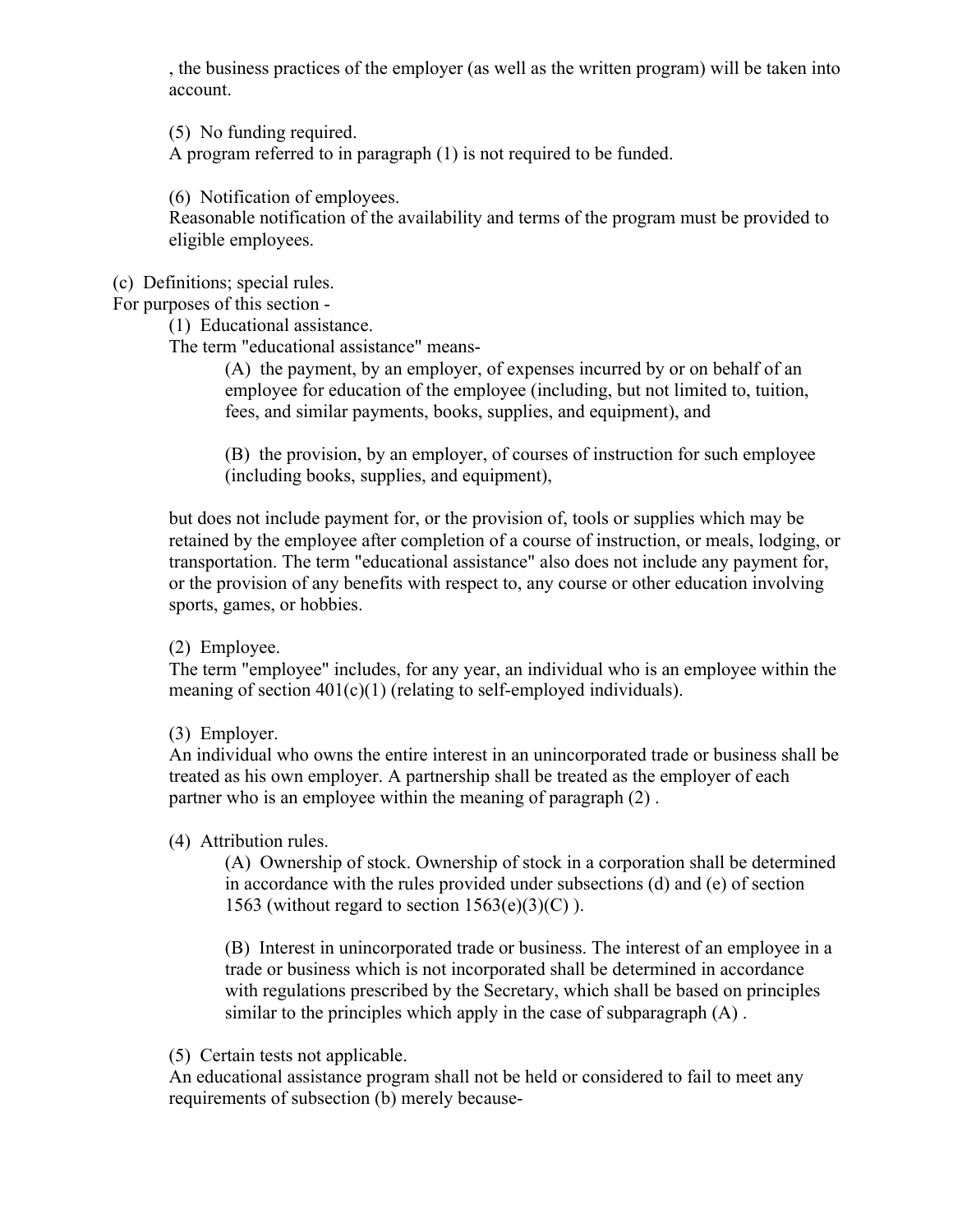, the business practices of the employer (as well as the written program) will be taken into account.

(5) No funding required.
A program referred to in paragraph (1) is not required to be funded.

(6) Notification of employees.
Reasonable notification of the availability and terms of the program must be provided to eligible employees.

(c) Definitions; special rules.
For purposes of this section -

(1) Educational assistance.
The term "educational assistance" means-

(A) the payment, by an employer, of expenses incurred by or on behalf of an employee for education of the employee (including, but not limited to, tuition, fees, and similar payments, books, supplies, and equipment), and

(B) the provision, by an employer, of courses of instruction for such employee (including books, supplies, and equipment),

but does not include payment for, or the provision of, tools or supplies which may be retained by the employee after completion of a course of instruction, or meals, lodging, or transportation. The term "educational assistance" also does not include any payment for, or the provision of any benefits with respect to, any course or other education involving sports, games, or hobbies.

(2) Employee.
The term "employee" includes, for any year, an individual who is an employee within the meaning of section 401(c)(1) (relating to self-employed individuals).

(3) Employer.
An individual who owns the entire interest in an unincorporated trade or business shall be treated as his own employer. A partnership shall be treated as the employer of each partner who is an employee within the meaning of paragraph (2) .

(4) Attribution rules.

(A) Ownership of stock. Ownership of stock in a corporation shall be determined in accordance with the rules provided under subsections (d) and (e) of section 1563 (without regard to section 1563(e)(3)(C) ).

(B) Interest in unincorporated trade or business. The interest of an employee in a trade or business which is not incorporated shall be determined in accordance with regulations prescribed by the Secretary, which shall be based on principles similar to the principles which apply in the case of subparagraph (A) .

(5) Certain tests not applicable.
An educational assistance program shall not be held or considered to fail to meet any requirements of subsection (b) merely because-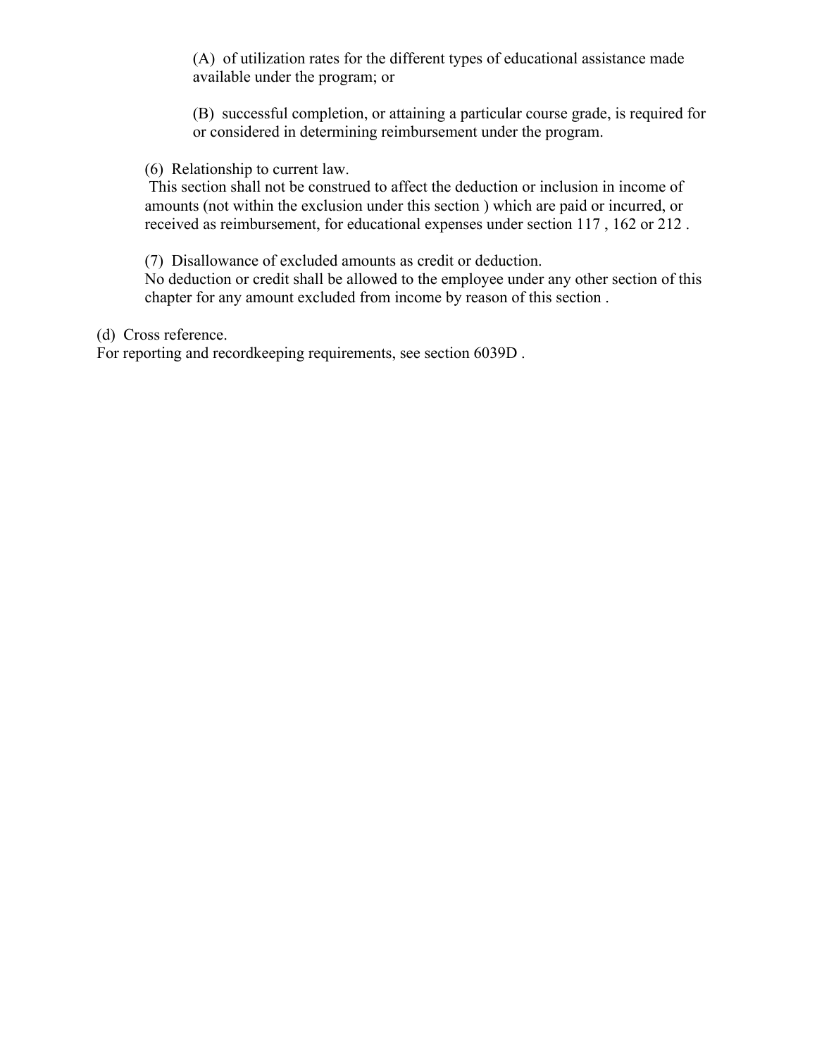(A) of utilization rates for the different types of educational assistance made available under the program; or

(B) successful completion, or attaining a particular course grade, is required for or considered in determining reimbursement under the program.

(6) Relationship to current law.
This section shall not be construed to affect the deduction or inclusion in income of amounts (not within the exclusion under this section ) which are paid or incurred, or received as reimbursement, for educational expenses under section 117 , 162 or 212 .

(7) Disallowance of excluded amounts as credit or deduction.
No deduction or credit shall be allowed to the employee under any other section of this chapter for any amount excluded from income by reason of this section .

(d) Cross reference.
For reporting and recordkeeping requirements, see section 6039D .